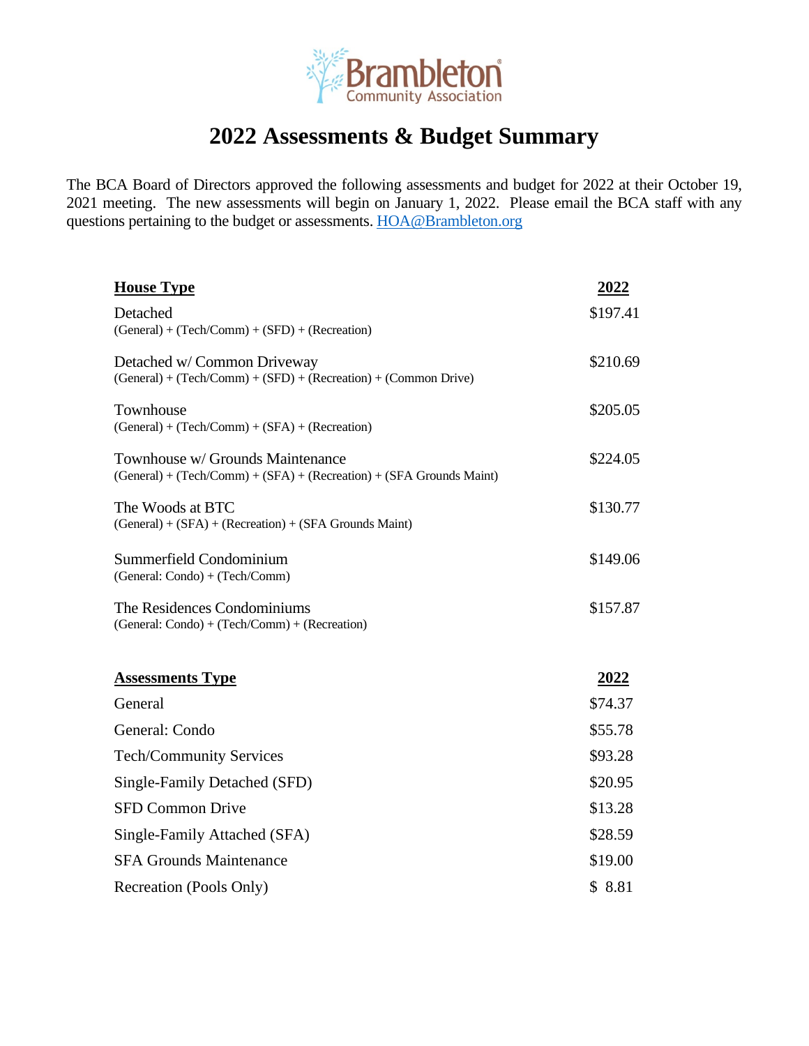Brambleton Community Association

# 2022 Assessments & Budget Summary

The BCA Board of Directors approved the following assessments and budget for 2022 at their October 19, 2021 meeting. The new assessments will begin on January 1, 2022. Please email the BCA staff with any questions pertaining to the budget or assessments. [HOA@Brambleton.org](mailto:HOA@Brambleton.org)

| House Type | 2022 |
|---|---|
| Detached<br>(General) + (Tech/Comm) + (SFD) + (Recreation) | $197.41 |
| Detached w/ Common Driveway<br>(General) + (Tech/Comm) + (SFD) + (Recreation) + (Common Drive) | $210.69 |
| Townhouse<br>(General) + (Tech/Comm) + (SFA) + (Recreation) | $205.05 |
| Townhouse w/ Grounds Maintenance<br>(General) + (Tech/Comm) + (SFA) + (Recreation) + (SFA Grounds Maint) | $224.05 |
| The Woods at BTC<br>(General) + (SFA) + (Recreation) + (SFA Grounds Maint) | $130.77 |
| Summerfield Condominium<br>(General: Condo) + (Tech/Comm) | $149.06 |
| The Residences Condominiums<br>(General: Condo) + (Tech/Comm) + (Recreation) | $157.87 |

| Assessments Type | 2022 |
|---|---|
| General | $74.37 |
| General: Condo | $55.78 |
| Tech/Community Services | $93.28 |
| Single-Family Detached (SFD) | $20.95 |
| SFD Common Drive | $13.28 |
| Single-Family Attached (SFA) | $28.59 |
| SFA Grounds Maintenance | $19.00 |
| Recreation (Pools Only) | $ 8.81 |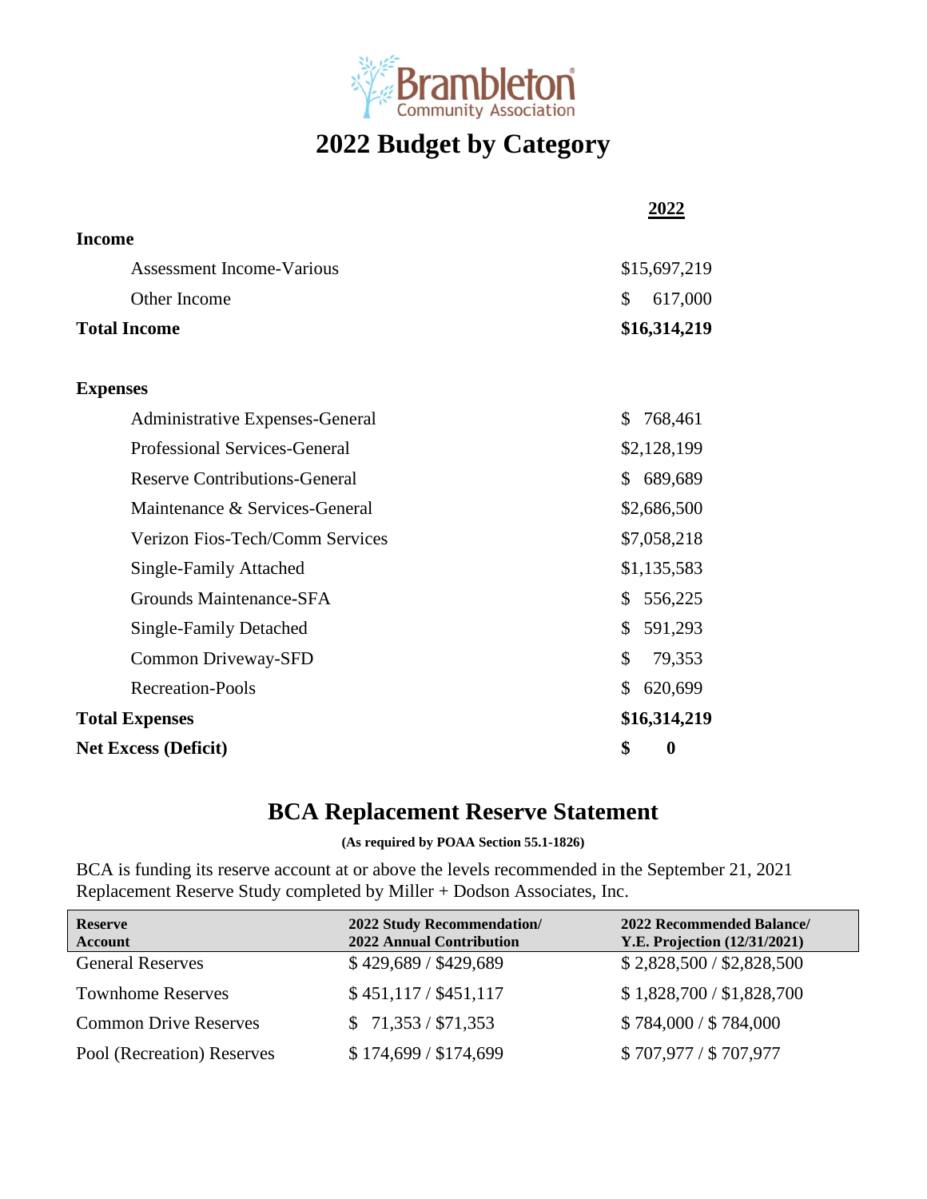Brambleton Community Association

# 2022 Budget by Category

| | 2022 |
|---|---|
| **Income** | |
| Assessment Income-Various | $15,697,219 |
| Other Income | $ 617,000 |
| **Total Income** | **$16,314,219** |
| | |
| **Expenses** | |
| Administrative Expenses-General | $ 768,461 |
| Professional Services-General | $2,128,199 |
| Reserve Contributions-General | $ 689,689 |
| Maintenance & Services-General | $2,686,500 |
| Verizon Fios-Tech/Comm Services | $7,058,218 |
| Single-Family Attached | $1,135,583 |
| Grounds Maintenance-SFA | $ 556,225 |
| Single-Family Detached | $ 591,293 |
| Common Driveway-SFD | $ 79,353 |
| Recreation-Pools | $ 620,699 |
| **Total Expenses** | **$16,314,219** |
| **Net Excess (Deficit)** | **$ 0** |

## BCA Replacement Reserve Statement

**(As required by POAA Section 55.1-1826)**

BCA is funding its reserve account at or above the levels recommended in the September 21, 2021 Replacement Reserve Study completed by Miller + Dodson Associates, Inc.

| Reserve Account | 2022 Study Recommendation/ 2022 Annual Contribution | 2022 Recommended Balance/ Y.E. Projection (12/31/2021) |
|---|---|---|
| General Reserves | $ 429,689 / $429,689 | $ 2,828,500 / $2,828,500 |
| Townhome Reserves | $ 451,117 / $451,117 | $ 1,828,700 / $1,828,700 |
| Common Drive Reserves | $ 71,353 / $71,353 | $ 784,000 / $ 784,000 |
| Pool (Recreation) Reserves | $ 174,699 / $174,699 | $ 707,977 / $ 707,977 |